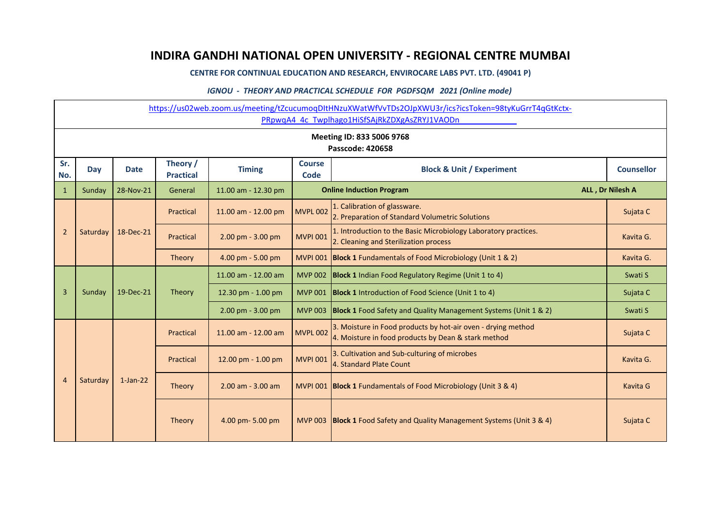# INDIRA GANDHI NATIONAL OPEN UNIVERSITY - REGIONAL CENTRE MUMBAI

**CENTRE FOR CONTINUAL EDUCATION AND RESEARCH, ENVIROCARE LABS PVT. LTD. (49041 P)**

***IGNOU - THEORY AND PRACTICAL SCHEDULE FOR PGDFSQM 2021 (Online mode)***

https://us02web.zoom.us/meeting/tZcucumoqDItHNzuXWatWfVvTDs2OJpXWU3r/ics?icsToken=98tyKuGrrT4qGtKctx-PRpwqA4_4c_Twplhago1HiSfSAjRkZDXgAsZRYJ1VAODn

**Meeting ID: 833 5006 9768**
**Passcode: 420658**

| Sr. No. | Day | Date | Theory / Practical | Timing | Course Code | Block & Unit / Experiment | Counsellor |
|---|---|---|---|---|---|---|---|
| 1 | Sunday | 28-Nov-21 | General | 11.00 am - 12.30 pm | | **Online Induction Program** | **ALL , Dr Nilesh A** |
| 2 | Saturday | 18-Dec-21 | Practical | 11.00 am - 12.00 pm | MVPL 002 | 1. Calibration of glassware.<br>2. Preparation of Standard Volumetric Solutions | Sujata C |
| | | | Practical | 2.00 pm - 3.00 pm | MVPI 001 | 1. Introduction to the Basic Microbiology Laboratory practices.<br>2. Cleaning and Sterilization process | Kavita G. |
| | | | Theory | 4.00 pm - 5.00 pm | MVPI 001 | **Block 1** Fundamentals of Food Microbiology (Unit 1 & 2) | Kavita G. |
| 3 | Sunday | 19-Dec-21 | Theory | 11.00 am - 12.00 am | MVP 002 | **Block 1** Indian Food Regulatory Regime (Unit 1 to 4) | Swati S |
| | | | | 12.30 pm - 1.00 pm | MVP 001 | **Block 1** Introduction of Food Science (Unit 1 to 4) | Sujata C |
| | | | | 2.00 pm - 3.00 pm | MVP 003 | **Block 1** Food Safety and Quality Management Systems (Unit 1 & 2) | Swati S |
| 4 | Saturday | 1-Jan-22 | Practical | 11.00 am - 12.00 am | MVPL 002 | 3. Moisture in Food products by hot-air oven - drying method<br>4. Moisture in food products by Dean & stark method | Sujata C |
| | | | Practical | 12.00 pm - 1.00 pm | MVPI 001 | 3. Cultivation and Sub-culturing of microbes<br>4. Standard Plate Count | Kavita G. |
| | | | Theory | 2.00 am - 3.00 am | MVPI 001 | **Block 1** Fundamentals of Food Microbiology (Unit 3 & 4) | Kavita G |
| | | | Theory | 4.00 pm- 5.00 pm | MVP 003 | **Block 1** Food Safety and Quality Management Systems (Unit 3 & 4) | Sujata C |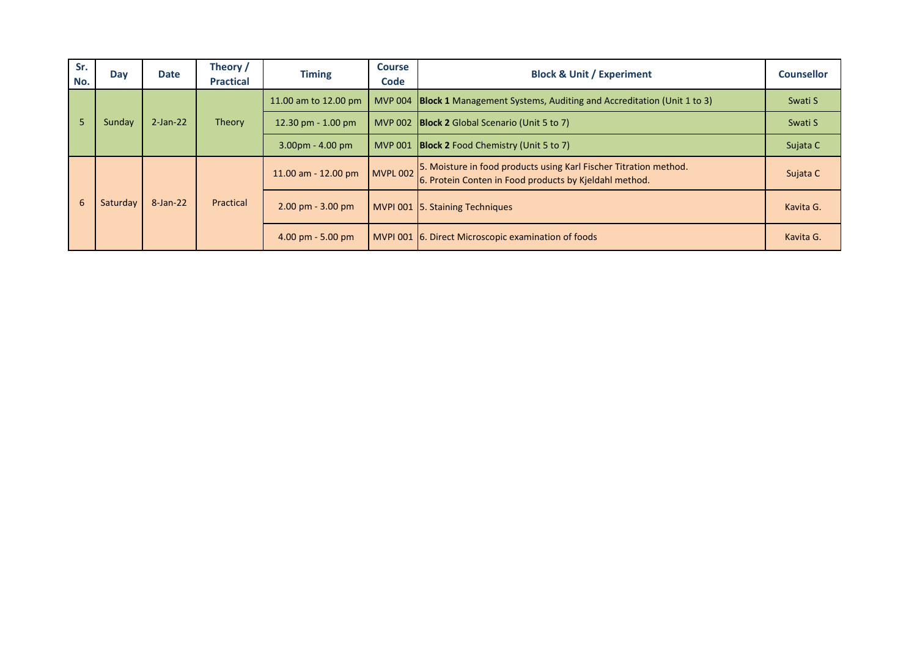| Sr. No. | Day | Date | Theory / Practical | Timing | Course Code | Block & Unit / Experiment | Counsellor |
|---|---|---|---|---|---|---|---|
| 5 | Sunday | 2-Jan-22 | Theory | 11.00 am to 12.00 pm | MVP 004 | **Block 1** Management Systems, Auditing and Accreditation (Unit 1 to 3) | Swati S |
| | | | | 12.30 pm - 1.00 pm | MVP 002 | **Block 2** Global Scenario (Unit 5 to 7) | Swati S |
| | | | | 3.00pm - 4.00 pm | MVP 001 | **Block 2** Food Chemistry (Unit 5 to 7) | Sujata C |
| 6 | Saturday | 8-Jan-22 | Practical | 11.00 am - 12.00 pm | MVPL 002 | 5. Moisture in food products using Karl Fischer Titration method.<br>6. Protein Conten in Food products by Kjeldahl method. | Sujata C |
| | | | | 2.00 pm - 3.00 pm | MVPI 001 | 5. Staining Techniques | Kavita G. |
| | | | | 4.00 pm - 5.00 pm | MVPI 001 | 6. Direct Microscopic examination of foods | Kavita G. |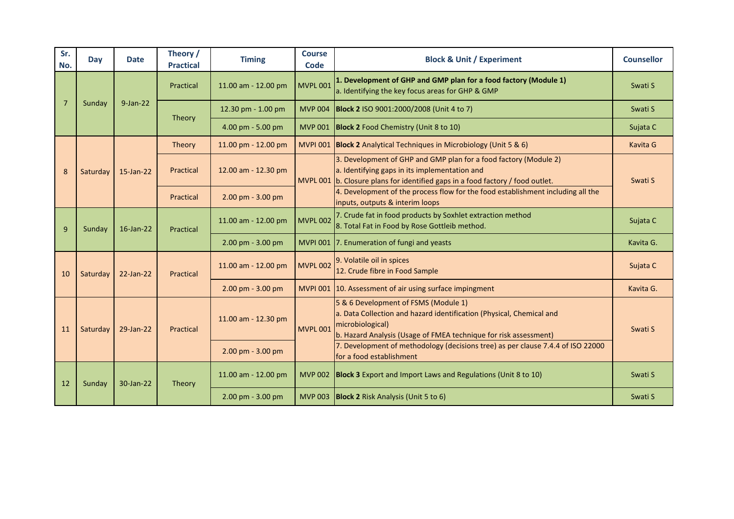| Sr. No. | Day | Date | Theory / Practical | Timing | Course Code | Block & Unit / Experiment | Counsellor |
|---|---|---|---|---|---|---|---|
| 7 | Sunday | 9-Jan-22 | Practical | 11.00 am - 12.00 pm | MVPL 001 | **1. Development of GHP and GMP plan for a food factory (Module 1)**<br>a. Identifying the key focus areas for GHP & GMP | Swati S |
| | | | Theory | 12.30 pm - 1.00 pm | MVP 004 | **Block 2** ISO 9001:2000/2008 (Unit 4 to 7) | Swati S |
| | | | | 4.00 pm - 5.00 pm | MVP 001 | **Block 2** Food Chemistry (Unit 8 to 10) | Sujata C |
| 8 | Saturday | 15-Jan-22 | Theory | 11.00 pm - 12.00 pm | MVPI 001 | **Block 2** Analytical Techniques in Microbiology (Unit 5 & 6) | Kavita G |
| | | | Practical | 12.00 am - 12.30 pm | MVPL 001 | 3. Development of GHP and GMP plan for a food factory (Module 2)<br>a. Identifying gaps in its implementation and<br>b. Closure plans for identified gaps in a food factory / food outlet. | Swati S |
| | | | Practical | 2.00 pm - 3.00 pm | | 4. Development of the process flow for the food establishment including all the inputs, outputs & interim loops | |
| 9 | Sunday | 16-Jan-22 | Practical | 11.00 am - 12.00 pm | MVPL 002 | 7. Crude fat in food products by Soxhlet extraction method<br>8. Total Fat in Food by Rose Gottleib method. | Sujata C |
| | | | | 2.00 pm - 3.00 pm | MVPI 001 | 7. Enumeration of fungi and yeasts | Kavita G. |
| 10 | Saturday | 22-Jan-22 | Practical | 11.00 am - 12.00 pm | MVPL 002 | 9. Volatile oil in spices<br>12. Crude fibre in Food Sample | Sujata C |
| | | | | 2.00 pm - 3.00 pm | MVPI 001 | 10. Assessment of air using surface impingment | Kavita G. |
| 11 | Saturday | 29-Jan-22 | Practical | 11.00 am - 12.30 pm | MVPL 001 | 5 & 6 Development of FSMS (Module 1)<br>a. Data Collection and hazard identification (Physical, Chemical and microbiological)<br>b. Hazard Analysis (Usage of FMEA technique for risk assessment) | Swati S |
| | | | | 2.00 pm - 3.00 pm | | 7. Development of methodology (decisions tree) as per clause 7.4.4 of ISO 22000 for a food establishment | |
| 12 | Sunday | 30-Jan-22 | Theory | 11.00 am - 12.00 pm | MVP 002 | **Block 3** Export and Import Laws and Regulations (Unit 8 to 10) | Swati S |
| | | | | 2.00 pm - 3.00 pm | MVP 003 | **Block 2** Risk Analysis (Unit 5 to 6) | Swati S |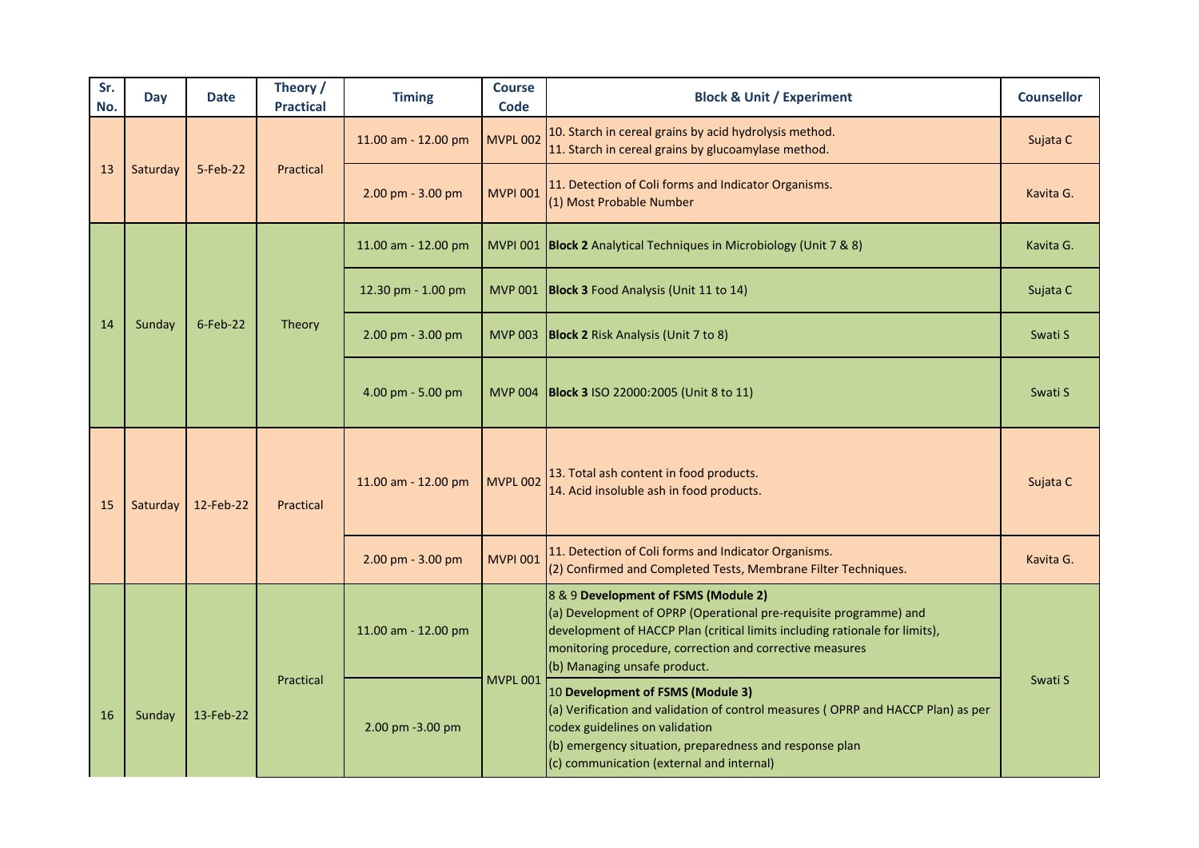| Sr. No. | Day | Date | Theory / Practical | Timing | Course Code | Block & Unit / Experiment | Counsellor |
|---|---|---|---|---|---|---|---|
| 13 | Saturday | 5-Feb-22 | Practical | 11.00 am - 12.00 pm | MVPL 002 | 10. Starch in cereal grains by acid hydrolysis method.<br>11. Starch in cereal grains by glucoamylase method. | Sujata C |
| | | | | 2.00 pm - 3.00 pm | MVPI 001 | 11. Detection of Coli forms and Indicator Organisms.<br>(1) Most Probable Number | Kavita G. |
| 14 | Sunday | 6-Feb-22 | Theory | 11.00 am - 12.00 pm | MVPI 001 | **Block 2** Analytical Techniques in Microbiology (Unit 7 & 8) | Kavita G. |
| | | | | 12.30 pm - 1.00 pm | MVP 001 | **Block 3** Food Analysis (Unit 11 to 14) | Sujata C |
| | | | | 2.00 pm - 3.00 pm | MVP 003 | **Block 2** Risk Analysis (Unit 7 to 8) | Swati S |
| | | | | 4.00 pm - 5.00 pm | MVP 004 | **Block 3** ISO 22000:2005 (Unit 8 to 11) | Swati S |
| 15 | Saturday | 12-Feb-22 | Practical | 11.00 am - 12.00 pm | MVPL 002 | 13. Total ash content in food products.<br>14. Acid insoluble ash in food products. | Sujata C |
| | | | | 2.00 pm - 3.00 pm | MVPI 001 | 11. Detection of Coli forms and Indicator Organisms.<br>(2) Confirmed and Completed Tests, Membrane Filter Techniques. | Kavita G. |
| 16 | Sunday | 13-Feb-22 | Practical | 11.00 am - 12.00 pm | MVPL 001 | 8 & 9 **Development of FSMS (Module 2)**<br>(a) Development of OPRP (Operational pre-requisite programme) and development of HACCP Plan (critical limits including rationale for limits), monitoring procedure, correction and corrective measures<br>(b) Managing unsafe product. | Swati S |
| | | | | 2.00 pm -3.00 pm | | 10 **Development of FSMS (Module 3)**<br>(a) Verification and validation of control measures ( OPRP and HACCP Plan) as per codex guidelines on validation<br>(b) emergency situation, preparedness and response plan<br>(c) communication (external and internal) | |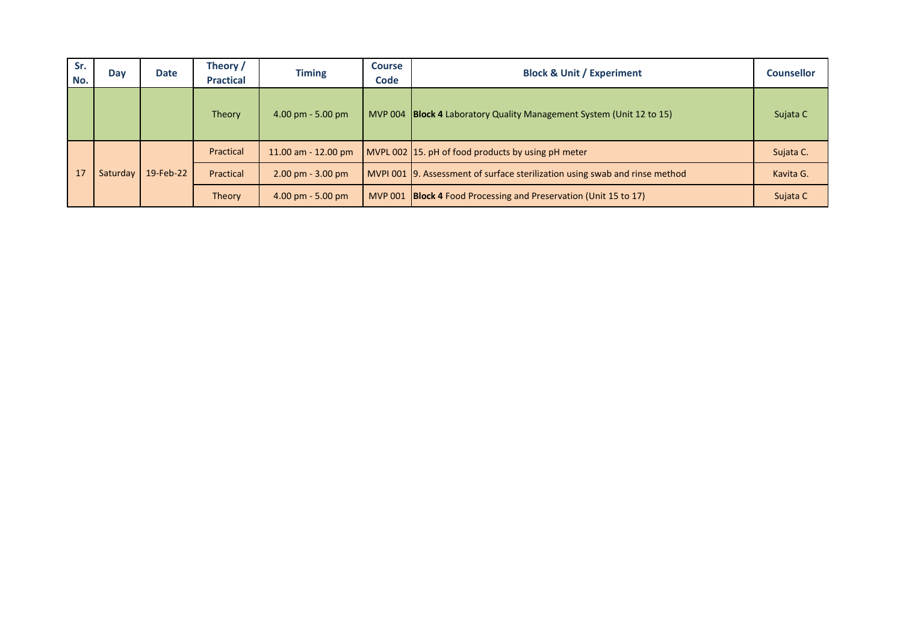| Sr. No. | Day | Date | Theory / Practical | Timing | Course Code | Block & Unit / Experiment | Counsellor |
|---|---|---|---|---|---|---|---|
| | | | Theory | 4.00 pm - 5.00 pm | MVP 004 | **Block 4** Laboratory Quality Management System (Unit 12 to 15) | Sujata C |
| 17 | Saturday | 19-Feb-22 | Practical | 11.00 am - 12.00 pm | MVPL 002 | 15. pH of food products by using pH meter | Sujata C. |
| | | | Practical | 2.00 pm - 3.00 pm | MVPI 001 | 9. Assessment of surface sterilization using swab and rinse method | Kavita G. |
| | | | Theory | 4.00 pm - 5.00 pm | MVP 001 | **Block 4** Food Processing and Preservation (Unit 15 to 17) | Sujata C |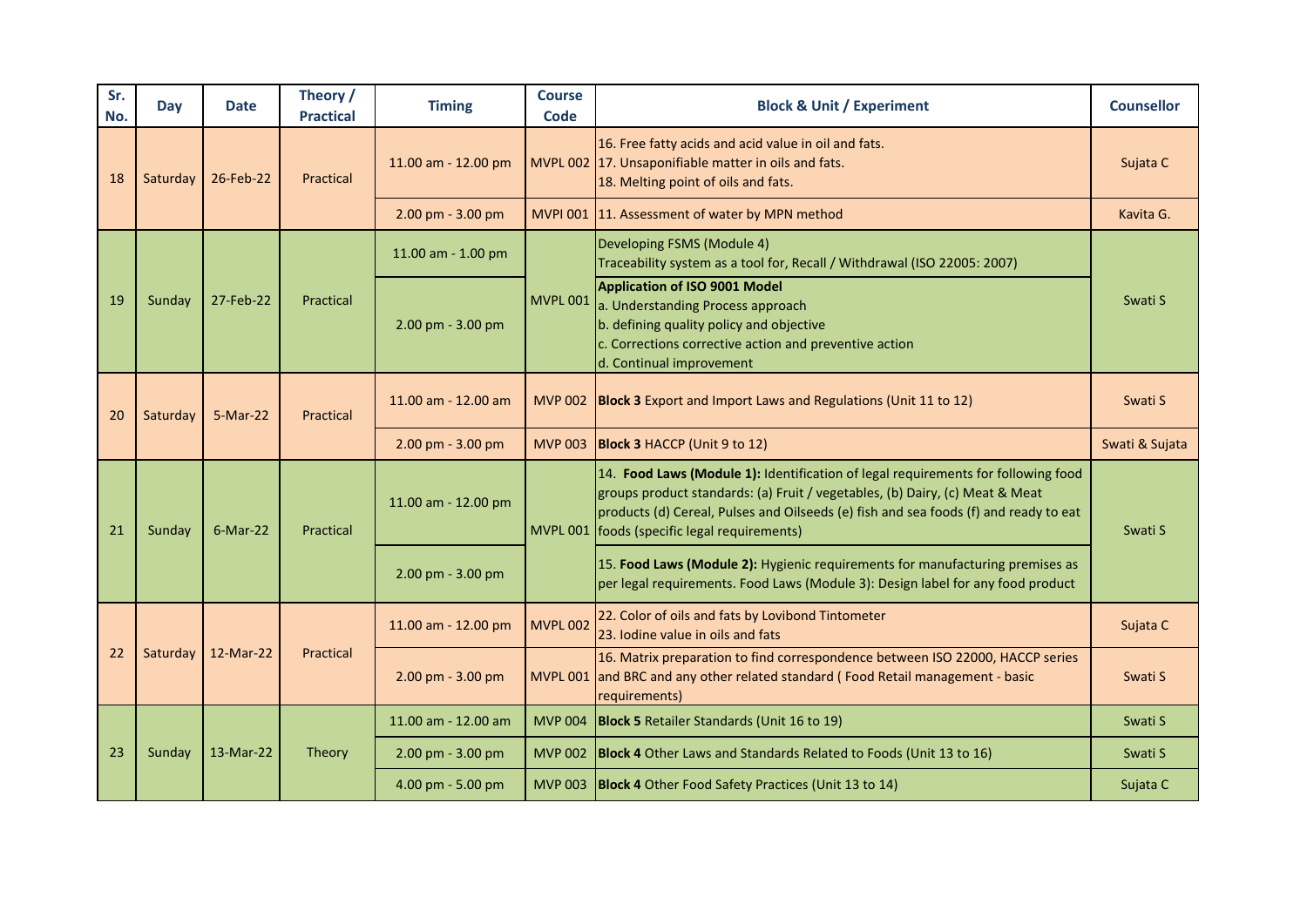| Sr. No. | Day | Date | Theory / Practical | Timing | Course Code | Block & Unit / Experiment | Counsellor |
|---|---|---|---|---|---|---|---|
| 18 | Saturday | 26-Feb-22 | Practical | 11.00 am - 12.00 pm | MVPL 002 | 16. Free fatty acids and acid value in oil and fats.<br>17. Unsaponifiable matter in oils and fats.<br>18. Melting point of oils and fats. | Sujata C |
| | | | | 2.00 pm - 3.00 pm | MVPI 001 | 11. Assessment of water by MPN method | Kavita G. |
| 19 | Sunday | 27-Feb-22 | Practical | 11.00 am - 1.00 pm | MVPL 001 | Developing FSMS (Module 4)<br>Traceability system as a tool for, Recall / Withdrawal (ISO 22005: 2007) | Swati S |
| | | | | 2.00 pm - 3.00 pm | | **Application of ISO 9001 Model**<br>a. Understanding Process approach<br>b. defining quality policy and objective<br>c. Corrections corrective action and preventive action<br>d. Continual improvement | |
| 20 | Saturday | 5-Mar-22 | Practical | 11.00 am - 12.00 am | MVP 002 | **Block 3** Export and Import Laws and Regulations (Unit 11 to 12) | Swati S |
| | | | | 2.00 pm - 3.00 pm | MVP 003 | **Block 3** HACCP (Unit 9 to 12) | Swati & Sujata |
| 21 | Sunday | 6-Mar-22 | Practical | 11.00 am - 12.00 pm | MVPL 001 | 14. **Food Laws (Module 1):** Identification of legal requirements for following food groups product standards: (a) Fruit / vegetables, (b) Dairy, (c) Meat & Meat products (d) Cereal, Pulses and Oilseeds (e) fish and sea foods (f) and ready to eat foods (specific legal requirements) | Swati S |
| | | | | 2.00 pm - 3.00 pm | | 15. **Food Laws (Module 2):** Hygienic requirements for manufacturing premises as per legal requirements. Food Laws (Module 3): Design label for any food product | |
| 22 | Saturday | 12-Mar-22 | Practical | 11.00 am - 12.00 pm | MVPL 002 | 22. Color of oils and fats by Lovibond Tintometer<br>23. Iodine value in oils and fats | Sujata C |
| | | | | 2.00 pm - 3.00 pm | MVPL 001 | 16. Matrix preparation to find correspondence between ISO 22000, HACCP series and BRC and any other related standard ( Food Retail management - basic requirements) | Swati S |
| 23 | Sunday | 13-Mar-22 | Theory | 11.00 am - 12.00 am | MVP 004 | **Block 5** Retailer Standards (Unit 16 to 19) | Swati S |
| | | | | 2.00 pm - 3.00 pm | MVP 002 | **Block 4** Other Laws and Standards Related to Foods (Unit 13 to 16) | Swati S |
| | | | | 4.00 pm - 5.00 pm | MVP 003 | **Block 4** Other Food Safety Practices (Unit 13 to 14) | Sujata C |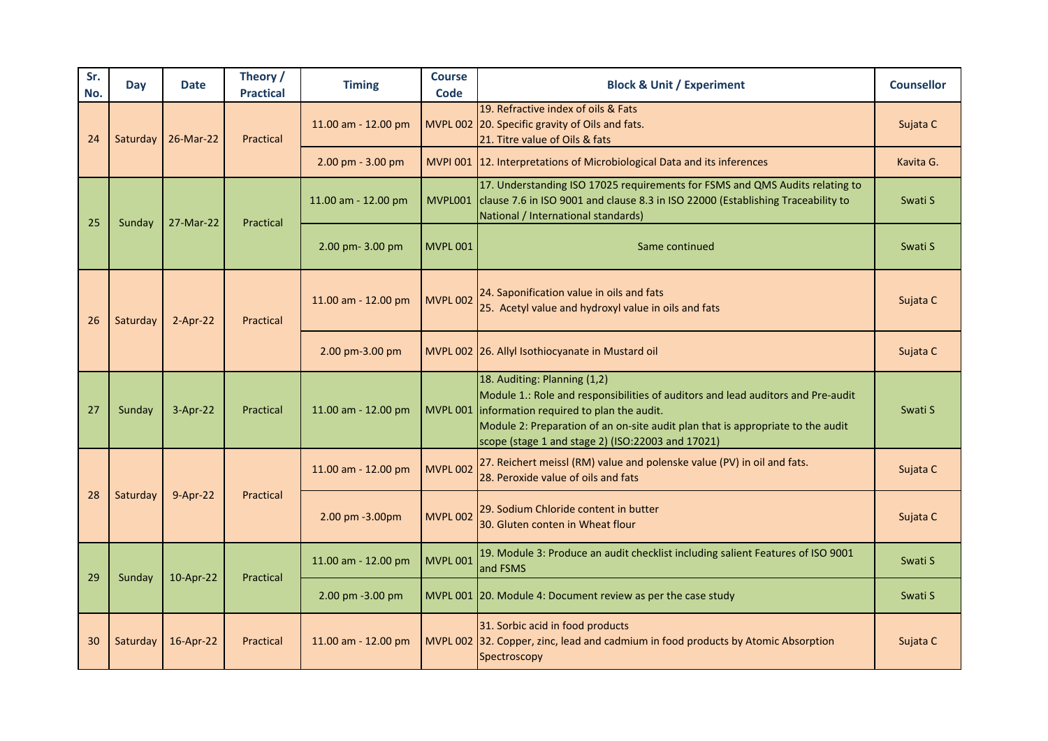| Sr. No. | Day | Date | Theory / Practical | Timing | Course Code | Block & Unit / Experiment | Counsellor |
|---|---|---|---|---|---|---|---|
| 24 | Saturday | 26-Mar-22 | Practical | 11.00 am - 12.00 pm | MVPL 002 | 19. Refractive index of oils & Fats<br>20. Specific gravity of Oils and fats.<br>21. Titre value of Oils & fats | Sujata C |
| | | | | 2.00 pm - 3.00 pm | MVPI 001 | 12. Interpretations of Microbiological Data and its inferences | Kavita G. |
| 25 | Sunday | 27-Mar-22 | Practical | 11.00 am - 12.00 pm | MVPL001 | 17. Understanding ISO 17025 requirements for FSMS and QMS Audits relating to clause 7.6 in ISO 9001 and clause 8.3 in ISO 22000 (Establishing Traceability to National / International standards) | Swati S |
| | | | | 2.00 pm- 3.00 pm | MVPL 001 | Same continued | Swati S |
| 26 | Saturday | 2-Apr-22 | Practical | 11.00 am - 12.00 pm | MVPL 002 | 24. Saponification value in oils and fats<br>25. Acetyl value and hydroxyl value in oils and fats | Sujata C |
| | | | | 2.00 pm-3.00 pm | MVPL 002 | 26. Allyl Isothiocyanate in Mustard oil | Sujata C |
| 27 | Sunday | 3-Apr-22 | Practical | 11.00 am - 12.00 pm | MVPL 001 | 18. Auditing: Planning (1,2)<br>Module 1.: Role and responsibilities of auditors and lead auditors and Pre-audit information required to plan the audit.<br>Module 2: Preparation of an on-site audit plan that is appropriate to the audit scope (stage 1 and stage 2) (ISO:22003 and 17021) | Swati S |
| 28 | Saturday | 9-Apr-22 | Practical | 11.00 am - 12.00 pm | MVPL 002 | 27. Reichert meissl (RM) value and polenske value (PV) in oil and fats.<br>28. Peroxide value of oils and fats | Sujata C |
| | | | | 2.00 pm -3.00pm | MVPL 002 | 29. Sodium Chloride content in butter<br>30. Gluten conten in Wheat flour | Sujata C |
| 29 | Sunday | 10-Apr-22 | Practical | 11.00 am - 12.00 pm | MVPL 001 | 19. Module 3: Produce an audit checklist including salient Features of ISO 9001 and FSMS | Swati S |
| | | | | 2.00 pm -3.00 pm | MVPL 001 | 20. Module 4: Document review as per the case study | Swati S |
| 30 | Saturday | 16-Apr-22 | Practical | 11.00 am - 12.00 pm | MVPL 002 | 31. Sorbic acid in food products<br>32. Copper, zinc, lead and cadmium in food products by Atomic Absorption Spectroscopy | Sujata C |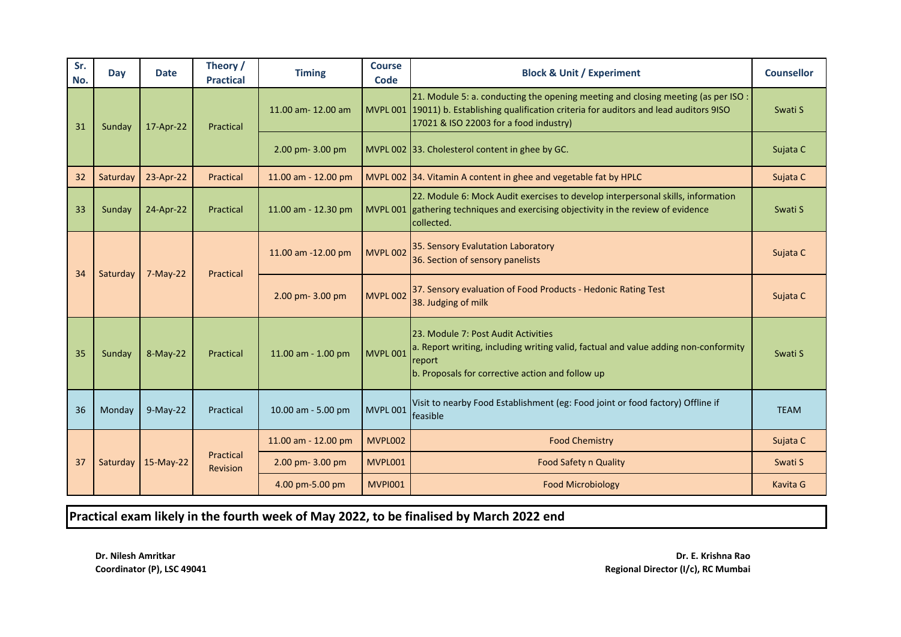| Sr. No. | Day | Date | Theory / Practical | Timing | Course Code | Block & Unit / Experiment | Counsellor |
|---|---|---|---|---|---|---|---|
| 31 | Sunday | 17-Apr-22 | Practical | 11.00 am- 12.00 am | MVPL 001 | 21. Module 5: a. conducting the opening meeting and closing meeting (as per ISO : 19011) b. Establishing qualification criteria for auditors and lead auditors 9ISO 17021 & ISO 22003 for a food industry) | Swati S |
| | | | | 2.00 pm- 3.00 pm | MVPL 002 | 33. Cholesterol content in ghee by GC. | Sujata C |
| 32 | Saturday | 23-Apr-22 | Practical | 11.00 am - 12.00 pm | MVPL 002 | 34. Vitamin A content in ghee and vegetable fat by HPLC | Sujata C |
| 33 | Sunday | 24-Apr-22 | Practical | 11.00 am - 12.30 pm | MVPL 001 | 22. Module 6: Mock Audit exercises to develop interpersonal skills, information gathering techniques and exercising objectivity in the review of evidence collected. | Swati S |
| 34 | Saturday | 7-May-22 | Practical | 11.00 am -12.00 pm | MVPL 002 | 35. Sensory Evalutation Laboratory<br>36. Section of sensory panelists | Sujata C |
| | | | | 2.00 pm- 3.00 pm | MVPL 002 | 37. Sensory evaluation of Food Products - Hedonic Rating Test<br>38. Judging of milk | Sujata C |
| 35 | Sunday | 8-May-22 | Practical | 11.00 am - 1.00 pm | MVPL 001 | 23. Module 7: Post Audit Activities<br>a. Report writing, including writing valid, factual and value adding non-conformity report<br>b. Proposals for corrective action and follow up | Swati S |
| 36 | Monday | 9-May-22 | Practical | 10.00 am - 5.00 pm | MVPL 001 | Visit to nearby Food Establishment (eg: Food joint or food factory) Offline if feasible | TEAM |
| 37 | Saturday | 15-May-22 | Practical Revision | 11.00 am - 12.00 pm | MVPL002 | Food Chemistry | Sujata C |
| | | | | 2.00 pm- 3.00 pm | MVPL001 | Food Safety n Quality | Swati S |
| | | | | 4.00 pm-5.00 pm | MVPI001 | Food Microbiology | Kavita G |

**Practical exam likely in the fourth week of May 2022, to be finalised by March 2022 end**

**Dr. Nilesh Amritkar**
**Coordinator (P), LSC 49041**

**Dr. E. Krishna Rao**
**Regional Director (I/c), RC Mumbai**